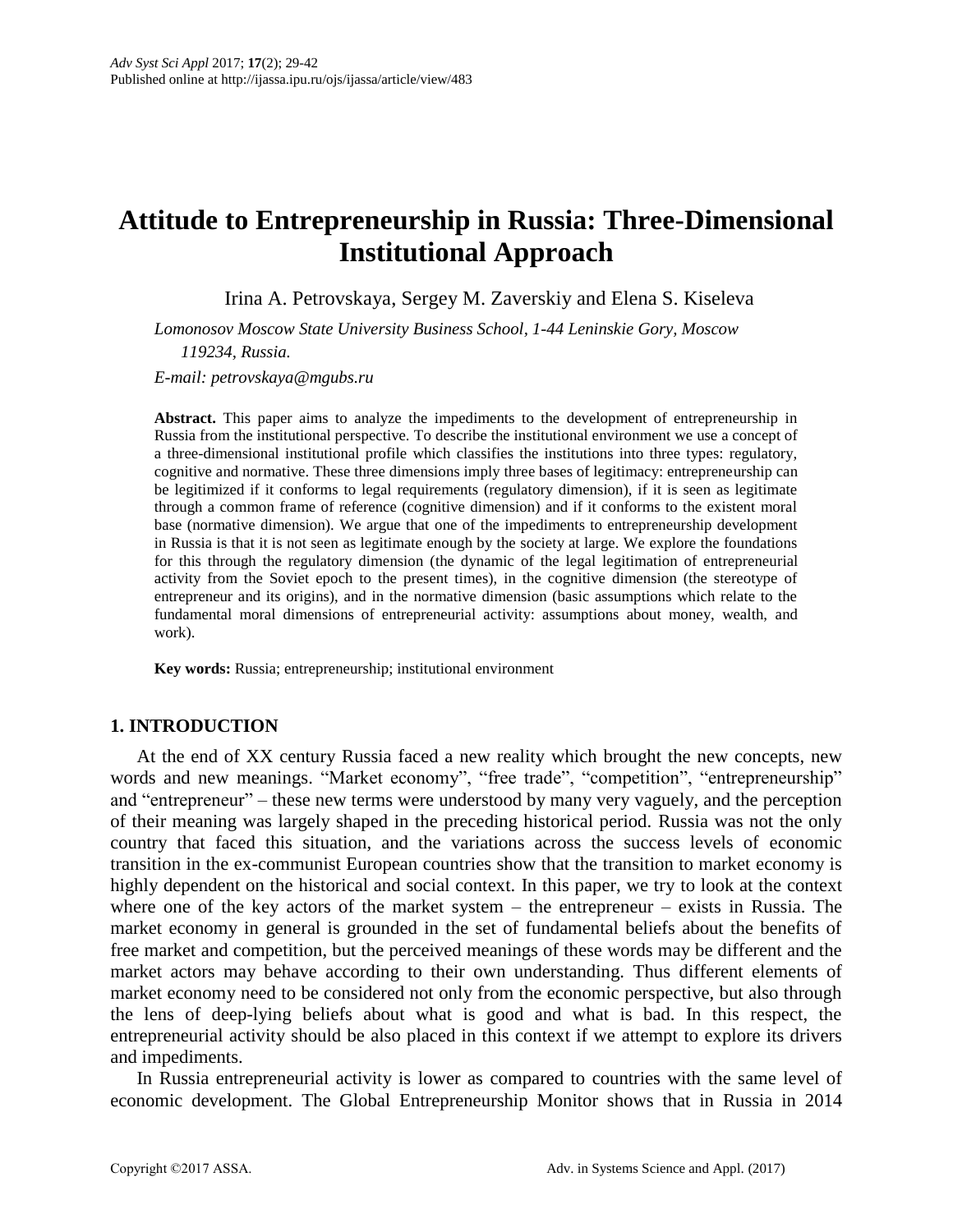# Attitude to Entrepreneurship in Russia: Three-Dimensional Institutional Approach

Irina A. Petrovskaya, Sergey M. Zaverskiy and Elena S. Kiseleva

*Lomonosov Moscow State University Business School, 1-44 Leninskie Gory, Moscow 119234, Russia.*

*E-mail: petrovskaya@mgubs.ru*

**Abstract.** This paper aims to analyze the impediments to the development of entrepreneurship in Russia from the institutional perspective. To describe the institutional environment we use a concept of a three-dimensional institutional profile which classifies the institutions into three types: regulatory, cognitive and normative. These three dimensions imply three bases of legitimacy: entrepreneurship can be legitimized if it conforms to legal requirements (regulatory dimension), if it is seen as legitimate through a common frame of reference (cognitive dimension) and if it conforms to the existent moral base (normative dimension). We argue that one of the impediments to entrepreneurship development in Russia is that it is not seen as legitimate enough by the society at large. We explore the foundations for this through the regulatory dimension (the dynamic of the legal legitimation of entrepreneurial activity from the Soviet epoch to the present times), in the cognitive dimension (the stereotype of entrepreneur and its origins), and in the normative dimension (basic assumptions which relate to the fundamental moral dimensions of entrepreneurial activity: assumptions about money, wealth, and work).

**Key words:** Russia; entrepreneurship; institutional environment

## 1. INTRODUCTION

At the end of XX century Russia faced a new reality which brought the new concepts, new words and new meanings. "Market economy", "free trade", "competition", "entrepreneurship" and "entrepreneur" – these new terms were understood by many very vaguely, and the perception of their meaning was largely shaped in the preceding historical period. Russia was not the only country that faced this situation, and the variations across the success levels of economic transition in the ex-communist European countries show that the transition to market economy is highly dependent on the historical and social context. In this paper, we try to look at the context where one of the key actors of the market system – the entrepreneur – exists in Russia. The market economy in general is grounded in the set of fundamental beliefs about the benefits of free market and competition, but the perceived meanings of these words may be different and the market actors may behave according to their own understanding. Thus different elements of market economy need to be considered not only from the economic perspective, but also through the lens of deep-lying beliefs about what is good and what is bad. In this respect, the entrepreneurial activity should be also placed in this context if we attempt to explore its drivers and impediments.

In Russia entrepreneurial activity is lower as compared to countries with the same level of economic development. The Global Entrepreneurship Monitor shows that in Russia in 2014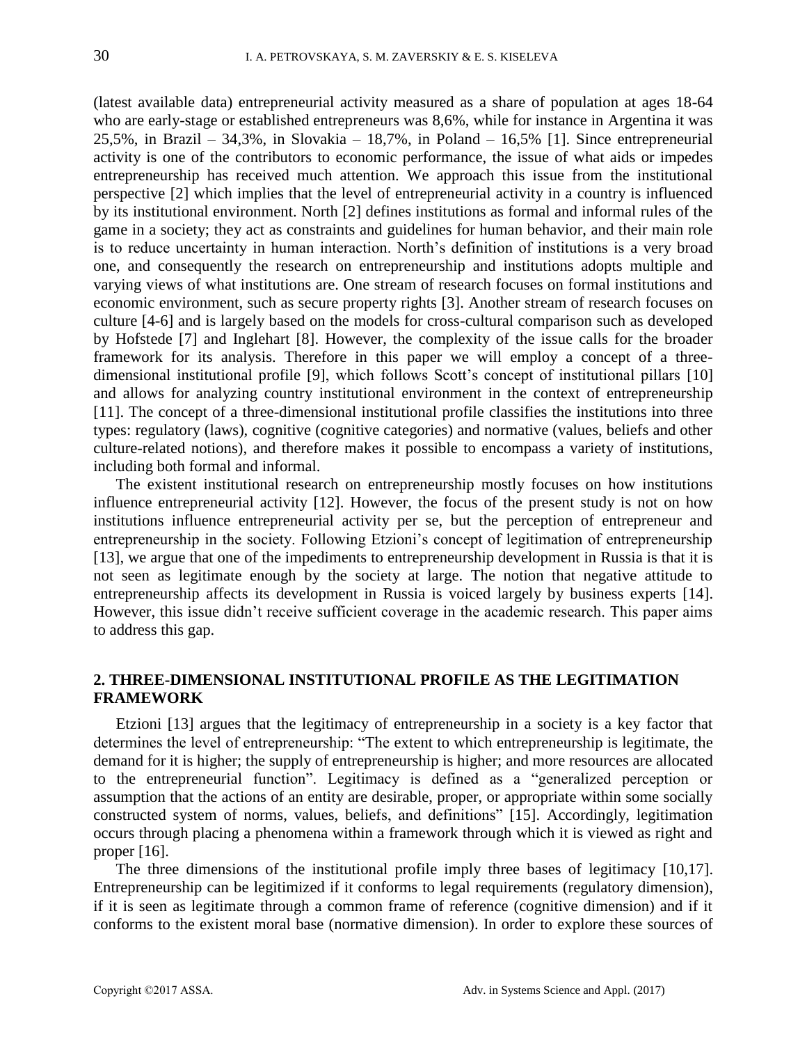(latest available data) entrepreneurial activity measured as a share of population at ages 18-64 who are early-stage or established entrepreneurs was 8,6%, while for instance in Argentina it was 25,5%, in Brazil – 34,3%, in Slovakia – 18,7%, in Poland – 16,5% [1]. Since entrepreneurial activity is one of the contributors to economic performance, the issue of what aids or impedes entrepreneurship has received much attention. We approach this issue from the institutional perspective [2] which implies that the level of entrepreneurial activity in a country is influenced by its institutional environment. North [2] defines institutions as formal and informal rules of the game in a society; they act as constraints and guidelines for human behavior, and their main role is to reduce uncertainty in human interaction. North's definition of institutions is a very broad one, and consequently the research on entrepreneurship and institutions adopts multiple and varying views of what institutions are. One stream of research focuses on formal institutions and economic environment, such as secure property rights [3]. Another stream of research focuses on culture [4-6] and is largely based on the models for cross-cultural comparison such as developed by Hofstede [7] and Inglehart [8]. However, the complexity of the issue calls for the broader framework for its analysis. Therefore in this paper we will employ a concept of a three-dimensional institutional profile [9], which follows Scott's concept of institutional pillars [10] and allows for analyzing country institutional environment in the context of entrepreneurship [11]. The concept of a three-dimensional institutional profile classifies the institutions into three types: regulatory (laws), cognitive (cognitive categories) and normative (values, beliefs and other culture-related notions), and therefore makes it possible to encompass a variety of institutions, including both formal and informal.

The existent institutional research on entrepreneurship mostly focuses on how institutions influence entrepreneurial activity [12]. However, the focus of the present study is not on how institutions influence entrepreneurial activity per se, but the perception of entrepreneur and entrepreneurship in the society. Following Etzioni's concept of legitimation of entrepreneurship [13], we argue that one of the impediments to entrepreneurship development in Russia is that it is not seen as legitimate enough by the society at large. The notion that negative attitude to entrepreneurship affects its development in Russia is voiced largely by business experts [14]. However, this issue didn't receive sufficient coverage in the academic research. This paper aims to address this gap.

## 2. THREE-DIMENSIONAL INSTITUTIONAL PROFILE AS THE LEGITIMATION FRAMEWORK

Etzioni [13] argues that the legitimacy of entrepreneurship in a society is a key factor that determines the level of entrepreneurship: "The extent to which entrepreneurship is legitimate, the demand for it is higher; the supply of entrepreneurship is higher; and more resources are allocated to the entrepreneurial function". Legitimacy is defined as a "generalized perception or assumption that the actions of an entity are desirable, proper, or appropriate within some socially constructed system of norms, values, beliefs, and definitions" [15]. Accordingly, legitimation occurs through placing a phenomena within a framework through which it is viewed as right and proper [16].

The three dimensions of the institutional profile imply three bases of legitimacy [10,17]. Entrepreneurship can be legitimized if it conforms to legal requirements (regulatory dimension), if it is seen as legitimate through a common frame of reference (cognitive dimension) and if it conforms to the existent moral base (normative dimension). In order to explore these sources of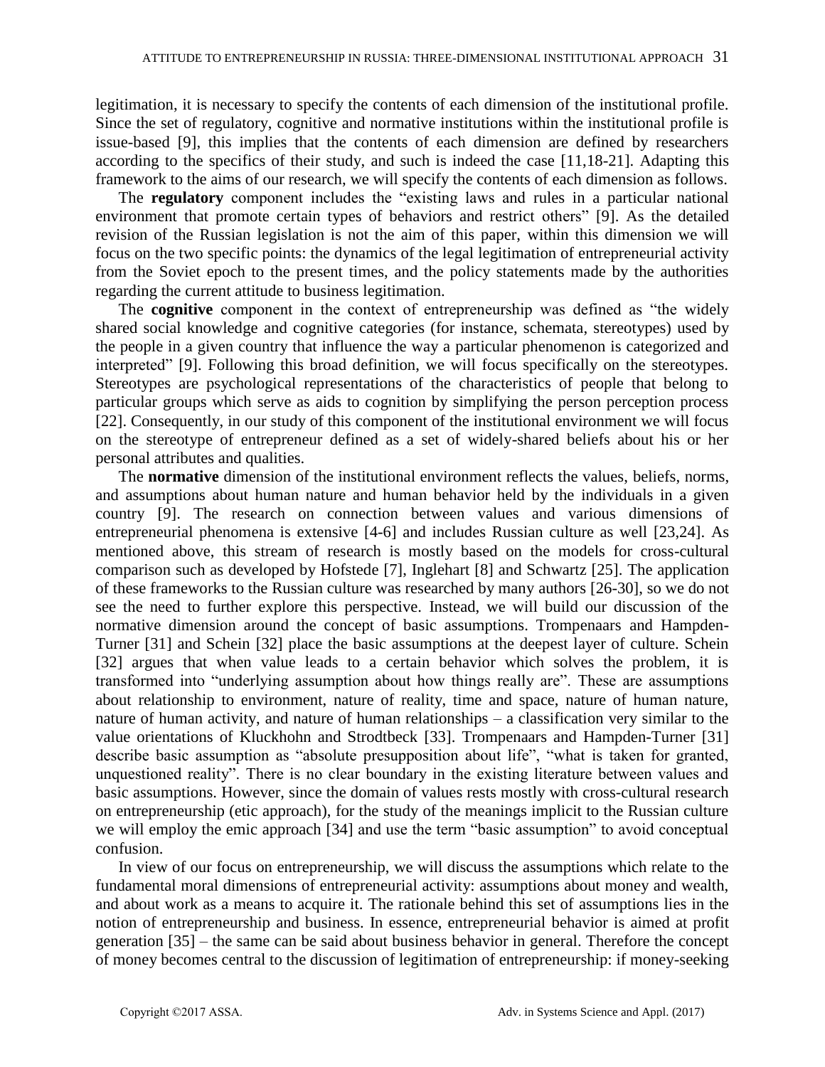legitimation, it is necessary to specify the contents of each dimension of the institutional profile. Since the set of regulatory, cognitive and normative institutions within the institutional profile is issue-based [9], this implies that the contents of each dimension are defined by researchers according to the specifics of their study, and such is indeed the case [11,18-21]. Adapting this framework to the aims of our research, we will specify the contents of each dimension as follows.

The **regulatory** component includes the "existing laws and rules in a particular national environment that promote certain types of behaviors and restrict others" [9]. As the detailed revision of the Russian legislation is not the aim of this paper, within this dimension we will focus on the two specific points: the dynamics of the legal legitimation of entrepreneurial activity from the Soviet epoch to the present times, and the policy statements made by the authorities regarding the current attitude to business legitimation.

The **cognitive** component in the context of entrepreneurship was defined as "the widely shared social knowledge and cognitive categories (for instance, schemata, stereotypes) used by the people in a given country that influence the way a particular phenomenon is categorized and interpreted" [9]. Following this broad definition, we will focus specifically on the stereotypes. Stereotypes are psychological representations of the characteristics of people that belong to particular groups which serve as aids to cognition by simplifying the person perception process [22]. Consequently, in our study of this component of the institutional environment we will focus on the stereotype of entrepreneur defined as a set of widely-shared beliefs about his or her personal attributes and qualities.

The **normative** dimension of the institutional environment reflects the values, beliefs, norms, and assumptions about human nature and human behavior held by the individuals in a given country [9]. The research on connection between values and various dimensions of entrepreneurial phenomena is extensive [4-6] and includes Russian culture as well [23,24]. As mentioned above, this stream of research is mostly based on the models for cross-cultural comparison such as developed by Hofstede [7], Inglehart [8] and Schwartz [25]. The application of these frameworks to the Russian culture was researched by many authors [26-30], so we do not see the need to further explore this perspective. Instead, we will build our discussion of the normative dimension around the concept of basic assumptions. Trompenaars and Hampden-Turner [31] and Schein [32] place the basic assumptions at the deepest layer of culture. Schein [32] argues that when value leads to a certain behavior which solves the problem, it is transformed into "underlying assumption about how things really are". These are assumptions about relationship to environment, nature of reality, time and space, nature of human nature, nature of human activity, and nature of human relationships – a classification very similar to the value orientations of Kluckhohn and Strodtbeck [33]. Trompenaars and Hampden-Turner [31] describe basic assumption as "absolute presupposition about life", "what is taken for granted, unquestioned reality". There is no clear boundary in the existing literature between values and basic assumptions. However, since the domain of values rests mostly with cross-cultural research on entrepreneurship (etic approach), for the study of the meanings implicit to the Russian culture we will employ the emic approach [34] and use the term "basic assumption" to avoid conceptual confusion.

In view of our focus on entrepreneurship, we will discuss the assumptions which relate to the fundamental moral dimensions of entrepreneurial activity: assumptions about money and wealth, and about work as a means to acquire it. The rationale behind this set of assumptions lies in the notion of entrepreneurship and business. In essence, entrepreneurial behavior is aimed at profit generation [35] – the same can be said about business behavior in general. Therefore the concept of money becomes central to the discussion of legitimation of entrepreneurship: if money-seeking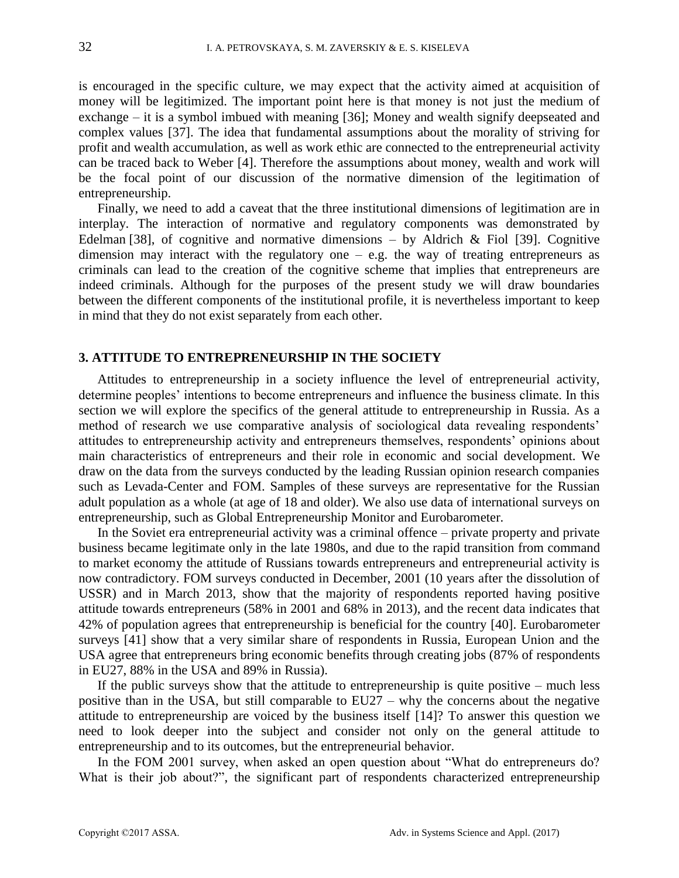is encouraged in the specific culture, we may expect that the activity aimed at acquisition of money will be legitimized. The important point here is that money is not just the medium of exchange – it is a symbol imbued with meaning [36]; Money and wealth signify deepseated and complex values [37]. The idea that fundamental assumptions about the morality of striving for profit and wealth accumulation, as well as work ethic are connected to the entrepreneurial activity can be traced back to Weber [4]. Therefore the assumptions about money, wealth and work will be the focal point of our discussion of the normative dimension of the legitimation of entrepreneurship.

Finally, we need to add a caveat that the three institutional dimensions of legitimation are in interplay. The interaction of normative and regulatory components was demonstrated by Edelman [38], of cognitive and normative dimensions – by Aldrich & Fiol [39]. Cognitive dimension may interact with the regulatory one – e.g. the way of treating entrepreneurs as criminals can lead to the creation of the cognitive scheme that implies that entrepreneurs are indeed criminals. Although for the purposes of the present study we will draw boundaries between the different components of the institutional profile, it is nevertheless important to keep in mind that they do not exist separately from each other.

## 3. ATTITUDE TO ENTREPRENEURSHIP IN THE SOCIETY

Attitudes to entrepreneurship in a society influence the level of entrepreneurial activity, determine peoples' intentions to become entrepreneurs and influence the business climate. In this section we will explore the specifics of the general attitude to entrepreneurship in Russia. As a method of research we use comparative analysis of sociological data revealing respondents' attitudes to entrepreneurship activity and entrepreneurs themselves, respondents' opinions about main characteristics of entrepreneurs and their role in economic and social development. We draw on the data from the surveys conducted by the leading Russian opinion research companies such as Levada-Center and FOM. Samples of these surveys are representative for the Russian adult population as a whole (at age of 18 and older). We also use data of international surveys on entrepreneurship, such as Global Entrepreneurship Monitor and Eurobarometer.

In the Soviet era entrepreneurial activity was a criminal offence – private property and private business became legitimate only in the late 1980s, and due to the rapid transition from command to market economy the attitude of Russians towards entrepreneurs and entrepreneurial activity is now contradictory. FOM surveys conducted in December, 2001 (10 years after the dissolution of USSR) and in March 2013, show that the majority of respondents reported having positive attitude towards entrepreneurs (58% in 2001 and 68% in 2013), and the recent data indicates that 42% of population agrees that entrepreneurship is beneficial for the country [40]. Eurobarometer surveys [41] show that a very similar share of respondents in Russia, European Union and the USA agree that entrepreneurs bring economic benefits through creating jobs (87% of respondents in EU27, 88% in the USA and 89% in Russia).

If the public surveys show that the attitude to entrepreneurship is quite positive – much less positive than in the USA, but still comparable to EU27 – why the concerns about the negative attitude to entrepreneurship are voiced by the business itself [14]? To answer this question we need to look deeper into the subject and consider not only on the general attitude to entrepreneurship and to its outcomes, but the entrepreneurial behavior.

In the FOM 2001 survey, when asked an open question about "What do entrepreneurs do? What is their job about?", the significant part of respondents characterized entrepreneurship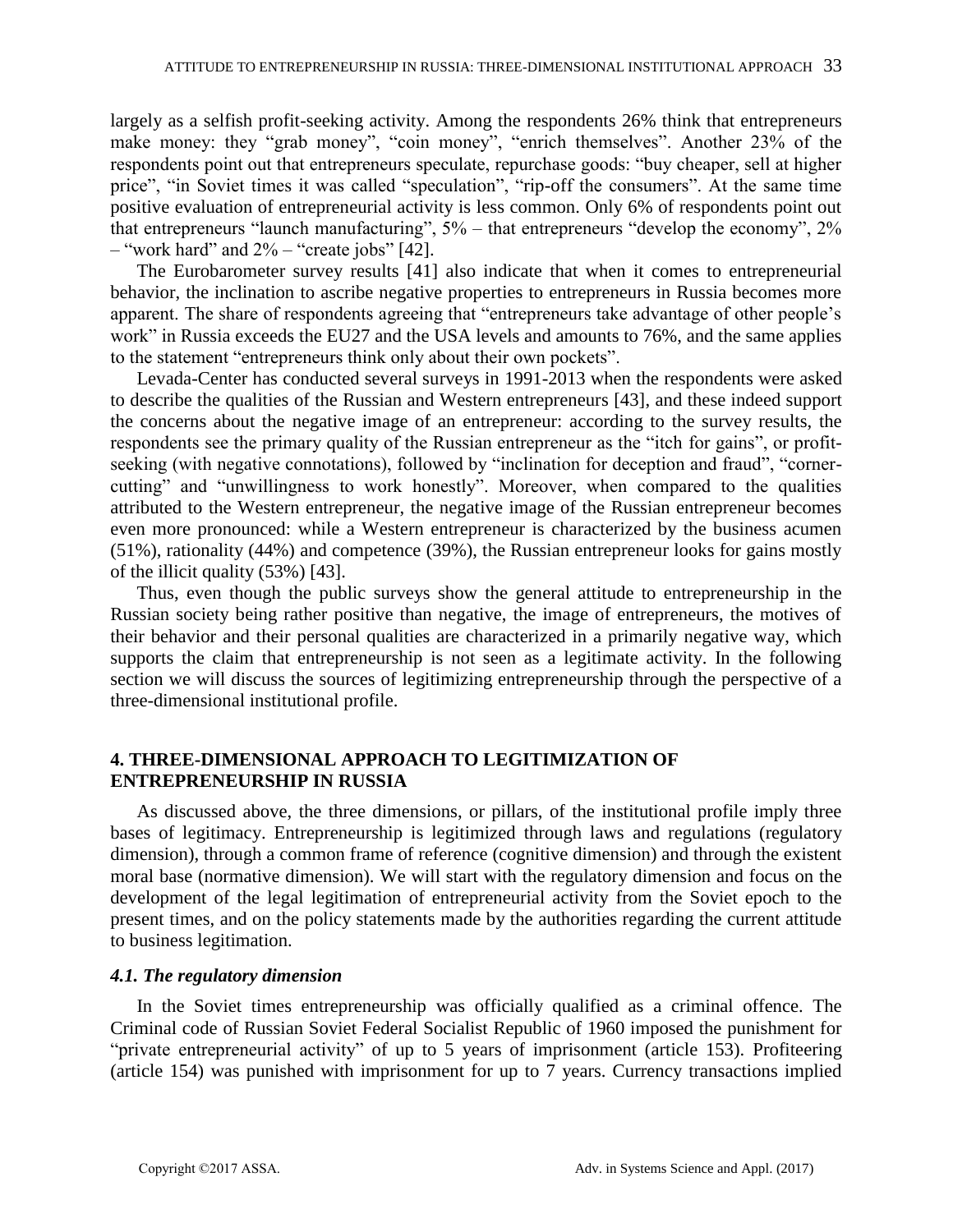largely as a selfish profit-seeking activity. Among the respondents 26% think that entrepreneurs make money: they "grab money", "coin money", "enrich themselves". Another 23% of the respondents point out that entrepreneurs speculate, repurchase goods: "buy cheaper, sell at higher price", "in Soviet times it was called "speculation", "rip-off the consumers". At the same time positive evaluation of entrepreneurial activity is less common. Only 6% of respondents point out that entrepreneurs "launch manufacturing", 5% – that entrepreneurs "develop the economy", 2% – "work hard" and 2% – "create jobs" [42].

The Eurobarometer survey results [41] also indicate that when it comes to entrepreneurial behavior, the inclination to ascribe negative properties to entrepreneurs in Russia becomes more apparent. The share of respondents agreeing that "entrepreneurs take advantage of other people's work" in Russia exceeds the EU27 and the USA levels and amounts to 76%, and the same applies to the statement "entrepreneurs think only about their own pockets".

Levada-Center has conducted several surveys in 1991-2013 when the respondents were asked to describe the qualities of the Russian and Western entrepreneurs [43], and these indeed support the concerns about the negative image of an entrepreneur: according to the survey results, the respondents see the primary quality of the Russian entrepreneur as the "itch for gains", or profit-seeking (with negative connotations), followed by "inclination for deception and fraud", "corner-cutting" and "unwillingness to work honestly". Moreover, when compared to the qualities attributed to the Western entrepreneur, the negative image of the Russian entrepreneur becomes even more pronounced: while a Western entrepreneur is characterized by the business acumen (51%), rationality (44%) and competence (39%), the Russian entrepreneur looks for gains mostly of the illicit quality (53%) [43].

Thus, even though the public surveys show the general attitude to entrepreneurship in the Russian society being rather positive than negative, the image of entrepreneurs, the motives of their behavior and their personal qualities are characterized in a primarily negative way, which supports the claim that entrepreneurship is not seen as a legitimate activity. In the following section we will discuss the sources of legitimizing entrepreneurship through the perspective of a three-dimensional institutional profile.

## 4. THREE-DIMENSIONAL APPROACH TO LEGITIMIZATION OF ENTREPRENEURSHIP IN RUSSIA

As discussed above, the three dimensions, or pillars, of the institutional profile imply three bases of legitimacy. Entrepreneurship is legitimized through laws and regulations (regulatory dimension), through a common frame of reference (cognitive dimension) and through the existent moral base (normative dimension). We will start with the regulatory dimension and focus on the development of the legal legitimation of entrepreneurial activity from the Soviet epoch to the present times, and on the policy statements made by the authorities regarding the current attitude to business legitimation.

### *4.1. The regulatory dimension*

In the Soviet times entrepreneurship was officially qualified as a criminal offence. The Criminal code of Russian Soviet Federal Socialist Republic of 1960 imposed the punishment for "private entrepreneurial activity" of up to 5 years of imprisonment (article 153). Profiteering (article 154) was punished with imprisonment for up to 7 years. Currency transactions implied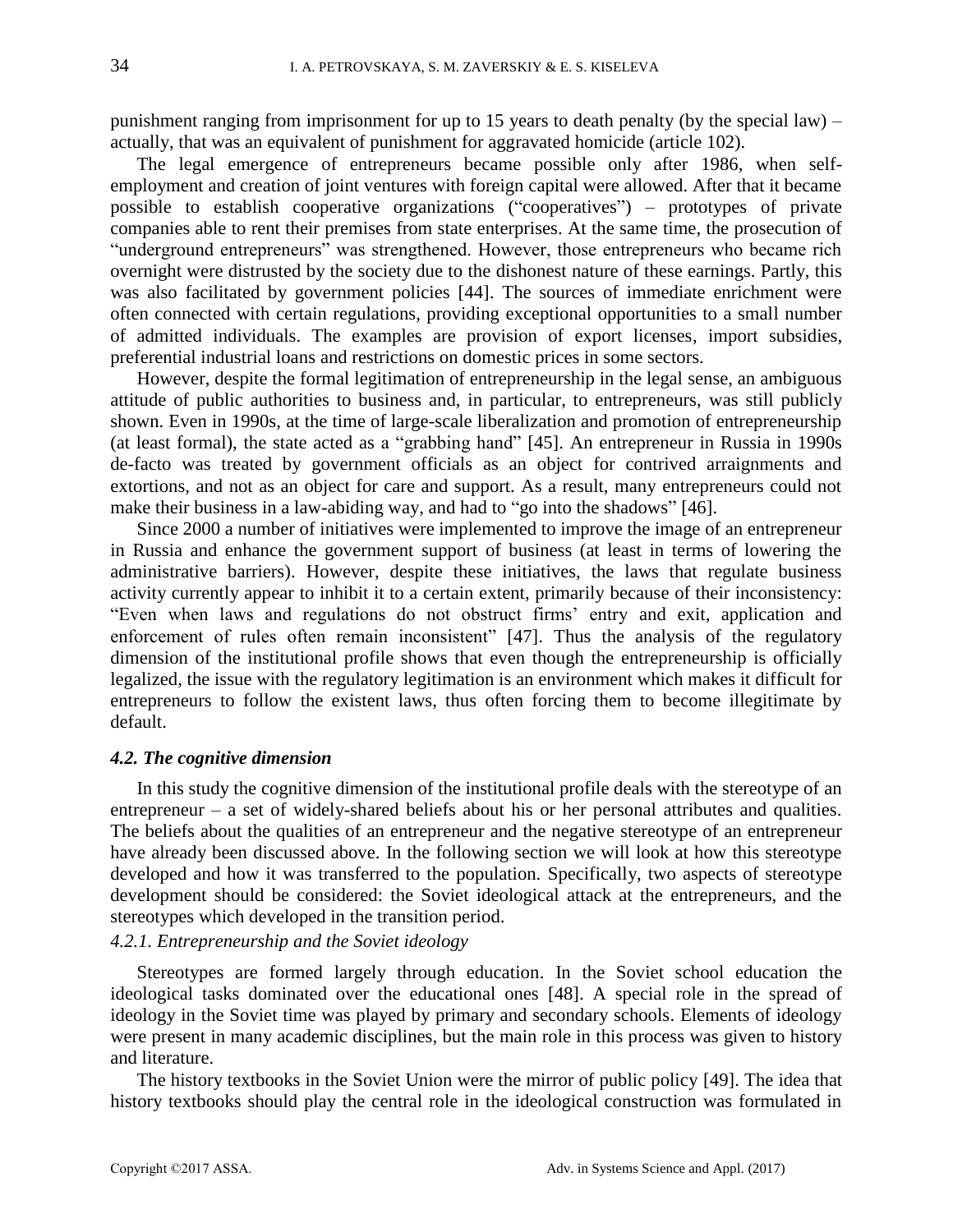punishment ranging from imprisonment for up to 15 years to death penalty (by the special law) – actually, that was an equivalent of punishment for aggravated homicide (article 102).

The legal emergence of entrepreneurs became possible only after 1986, when self-employment and creation of joint ventures with foreign capital were allowed. After that it became possible to establish cooperative organizations ("cooperatives") – prototypes of private companies able to rent their premises from state enterprises. At the same time, the prosecution of "underground entrepreneurs" was strengthened. However, those entrepreneurs who became rich overnight were distrusted by the society due to the dishonest nature of these earnings. Partly, this was also facilitated by government policies [44]. The sources of immediate enrichment were often connected with certain regulations, providing exceptional opportunities to a small number of admitted individuals. The examples are provision of export licenses, import subsidies, preferential industrial loans and restrictions on domestic prices in some sectors.

However, despite the formal legitimation of entrepreneurship in the legal sense, an ambiguous attitude of public authorities to business and, in particular, to entrepreneurs, was still publicly shown. Even in 1990s, at the time of large-scale liberalization and promotion of entrepreneurship (at least formal), the state acted as a "grabbing hand" [45]. An entrepreneur in Russia in 1990s de-facto was treated by government officials as an object for contrived arraignments and extortions, and not as an object for care and support. As a result, many entrepreneurs could not make their business in a law-abiding way, and had to "go into the shadows" [46].

Since 2000 a number of initiatives were implemented to improve the image of an entrepreneur in Russia and enhance the government support of business (at least in terms of lowering the administrative barriers). However, despite these initiatives, the laws that regulate business activity currently appear to inhibit it to a certain extent, primarily because of their inconsistency: "Even when laws and regulations do not obstruct firms' entry and exit, application and enforcement of rules often remain inconsistent" [47]. Thus the analysis of the regulatory dimension of the institutional profile shows that even though the entrepreneurship is officially legalized, the issue with the regulatory legitimation is an environment which makes it difficult for entrepreneurs to follow the existent laws, thus often forcing them to become illegitimate by default.

### *4.2. The cognitive dimension*

In this study the cognitive dimension of the institutional profile deals with the stereotype of an entrepreneur – a set of widely-shared beliefs about his or her personal attributes and qualities. The beliefs about the qualities of an entrepreneur and the negative stereotype of an entrepreneur have already been discussed above. In the following section we will look at how this stereotype developed and how it was transferred to the population. Specifically, two aspects of stereotype development should be considered: the Soviet ideological attack at the entrepreneurs, and the stereotypes which developed in the transition period.

#### *4.2.1. Entrepreneurship and the Soviet ideology*

Stereotypes are formed largely through education. In the Soviet school education the ideological tasks dominated over the educational ones [48]. A special role in the spread of ideology in the Soviet time was played by primary and secondary schools. Elements of ideology were present in many academic disciplines, but the main role in this process was given to history and literature.

The history textbooks in the Soviet Union were the mirror of public policy [49]. The idea that history textbooks should play the central role in the ideological construction was formulated in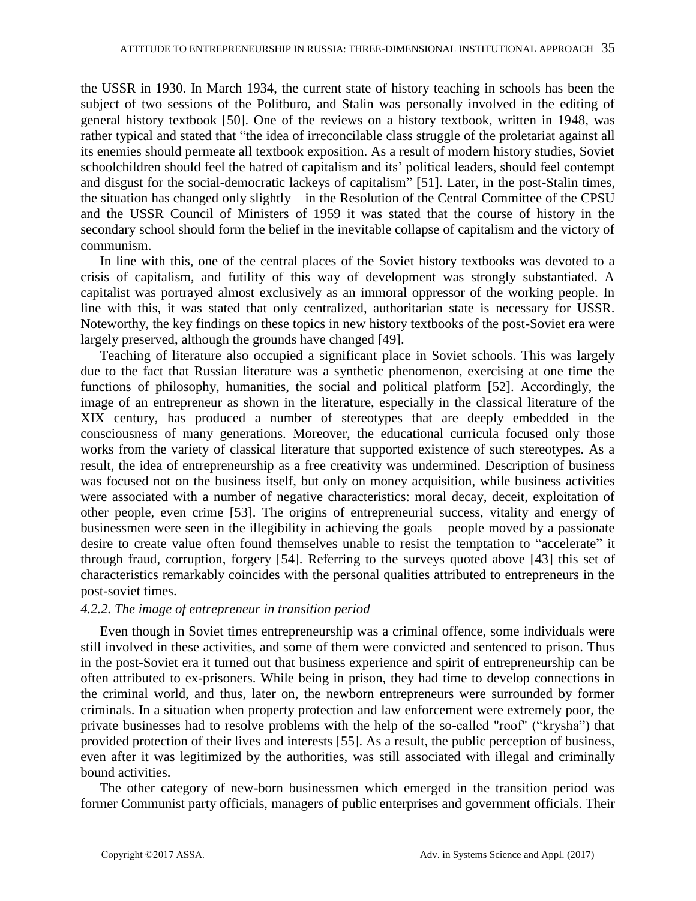the USSR in 1930. In March 1934, the current state of history teaching in schools has been the subject of two sessions of the Politburo, and Stalin was personally involved in the editing of general history textbook [50]. One of the reviews on a history textbook, written in 1948, was rather typical and stated that "the idea of irreconcilable class struggle of the proletariat against all its enemies should permeate all textbook exposition. As a result of modern history studies, Soviet schoolchildren should feel the hatred of capitalism and its' political leaders, should feel contempt and disgust for the social-democratic lackeys of capitalism" [51]. Later, in the post-Stalin times, the situation has changed only slightly – in the Resolution of the Central Committee of the CPSU and the USSR Council of Ministers of 1959 it was stated that the course of history in the secondary school should form the belief in the inevitable collapse of capitalism and the victory of communism.

In line with this, one of the central places of the Soviet history textbooks was devoted to a crisis of capitalism, and futility of this way of development was strongly substantiated. A capitalist was portrayed almost exclusively as an immoral oppressor of the working people. In line with this, it was stated that only centralized, authoritarian state is necessary for USSR. Noteworthy, the key findings on these topics in new history textbooks of the post-Soviet era were largely preserved, although the grounds have changed [49].

Teaching of literature also occupied a significant place in Soviet schools. This was largely due to the fact that Russian literature was a synthetic phenomenon, exercising at one time the functions of philosophy, humanities, the social and political platform [52]. Accordingly, the image of an entrepreneur as shown in the literature, especially in the classical literature of the XIX century, has produced a number of stereotypes that are deeply embedded in the consciousness of many generations. Moreover, the educational curricula focused only those works from the variety of classical literature that supported existence of such stereotypes. As a result, the idea of entrepreneurship as a free creativity was undermined. Description of business was focused not on the business itself, but only on money acquisition, while business activities were associated with a number of negative characteristics: moral decay, deceit, exploitation of other people, even crime [53]. The origins of entrepreneurial success, vitality and energy of businessmen were seen in the illegibility in achieving the goals – people moved by a passionate desire to create value often found themselves unable to resist the temptation to "accelerate" it through fraud, corruption, forgery [54]. Referring to the surveys quoted above [43] this set of characteristics remarkably coincides with the personal qualities attributed to entrepreneurs in the post-soviet times.

#### *4.2.2. The image of entrepreneur in transition period*

Even though in Soviet times entrepreneurship was a criminal offence, some individuals were still involved in these activities, and some of them were convicted and sentenced to prison. Thus in the post-Soviet era it turned out that business experience and spirit of entrepreneurship can be often attributed to ex-prisoners. While being in prison, they had time to develop connections in the criminal world, and thus, later on, the newborn entrepreneurs were surrounded by former criminals. In a situation when property protection and law enforcement were extremely poor, the private businesses had to resolve problems with the help of the so-called "roof" ("krysha") that provided protection of their lives and interests [55]. As a result, the public perception of business, even after it was legitimized by the authorities, was still associated with illegal and criminally bound activities.

The other category of new-born businessmen which emerged in the transition period was former Communist party officials, managers of public enterprises and government officials. Their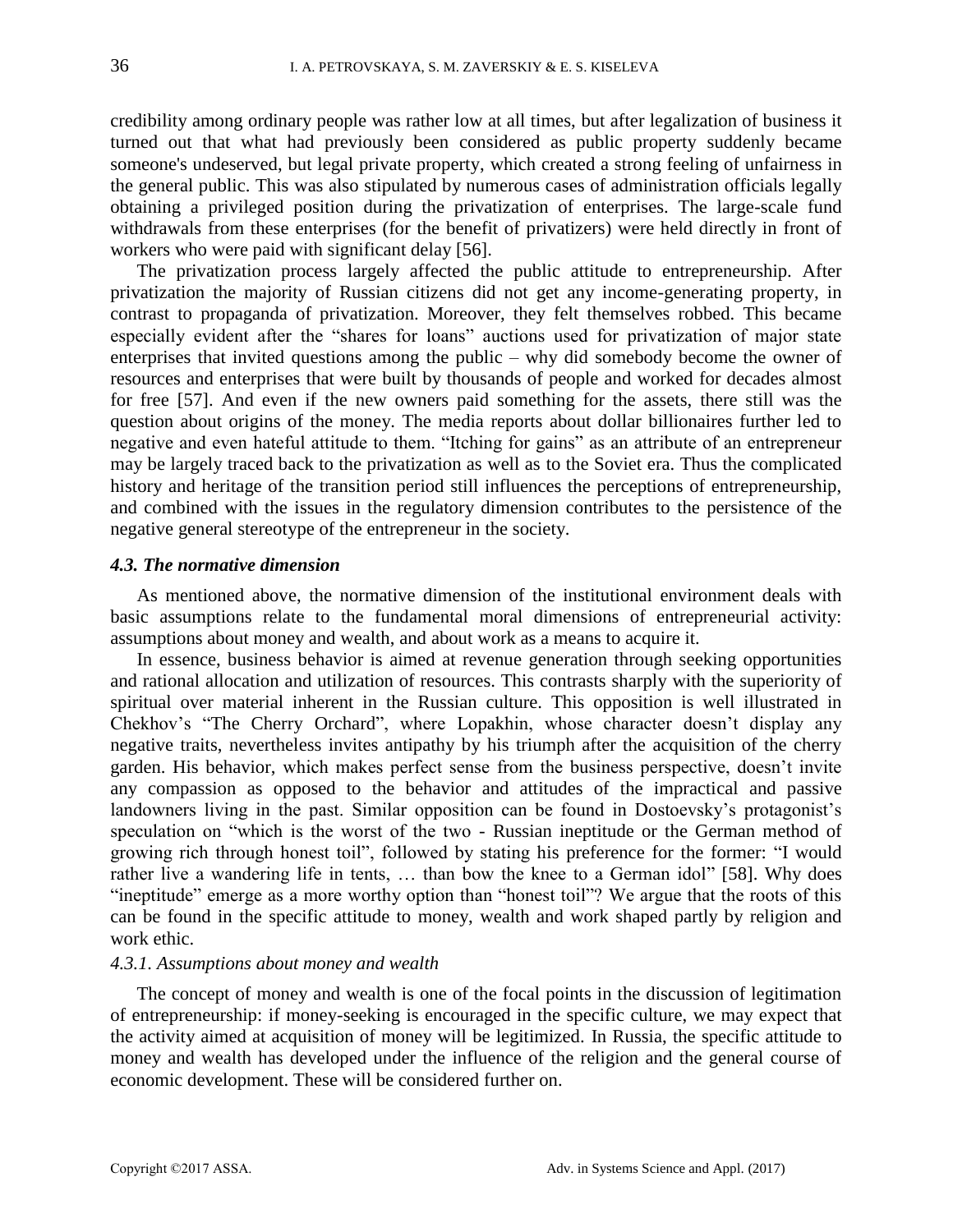credibility among ordinary people was rather low at all times, but after legalization of business it turned out that what had previously been considered as public property suddenly became someone's undeserved, but legal private property, which created a strong feeling of unfairness in the general public. This was also stipulated by numerous cases of administration officials legally obtaining a privileged position during the privatization of enterprises. The large-scale fund withdrawals from these enterprises (for the benefit of privatizers) were held directly in front of workers who were paid with significant delay [56].

The privatization process largely affected the public attitude to entrepreneurship. After privatization the majority of Russian citizens did not get any income-generating property, in contrast to propaganda of privatization. Moreover, they felt themselves robbed. This became especially evident after the "shares for loans" auctions used for privatization of major state enterprises that invited questions among the public – why did somebody become the owner of resources and enterprises that were built by thousands of people and worked for decades almost for free [57]. And even if the new owners paid something for the assets, there still was the question about origins of the money. The media reports about dollar billionaires further led to negative and even hateful attitude to them. "Itching for gains" as an attribute of an entrepreneur may be largely traced back to the privatization as well as to the Soviet era. Thus the complicated history and heritage of the transition period still influences the perceptions of entrepreneurship, and combined with the issues in the regulatory dimension contributes to the persistence of the negative general stereotype of the entrepreneur in the society.

### *4.3. The normative dimension*

As mentioned above, the normative dimension of the institutional environment deals with basic assumptions relate to the fundamental moral dimensions of entrepreneurial activity: assumptions about money and wealth, and about work as a means to acquire it.

In essence, business behavior is aimed at revenue generation through seeking opportunities and rational allocation and utilization of resources. This contrasts sharply with the superiority of spiritual over material inherent in the Russian culture. This opposition is well illustrated in Chekhov's "The Cherry Orchard", where Lopakhin, whose character doesn't display any negative traits, nevertheless invites antipathy by his triumph after the acquisition of the cherry garden. His behavior, which makes perfect sense from the business perspective, doesn't invite any compassion as opposed to the behavior and attitudes of the impractical and passive landowners living in the past. Similar opposition can be found in Dostoevsky's protagonist's speculation on "which is the worst of the two - Russian ineptitude or the German method of growing rich through honest toil", followed by stating his preference for the former: "I would rather live a wandering life in tents, … than bow the knee to a German idol" [58]. Why does "ineptitude" emerge as a more worthy option than "honest toil"? We argue that the roots of this can be found in the specific attitude to money, wealth and work shaped partly by religion and work ethic.

#### *4.3.1. Assumptions about money and wealth*

The concept of money and wealth is one of the focal points in the discussion of legitimation of entrepreneurship: if money-seeking is encouraged in the specific culture, we may expect that the activity aimed at acquisition of money will be legitimized. In Russia, the specific attitude to money and wealth has developed under the influence of the religion and the general course of economic development. These will be considered further on.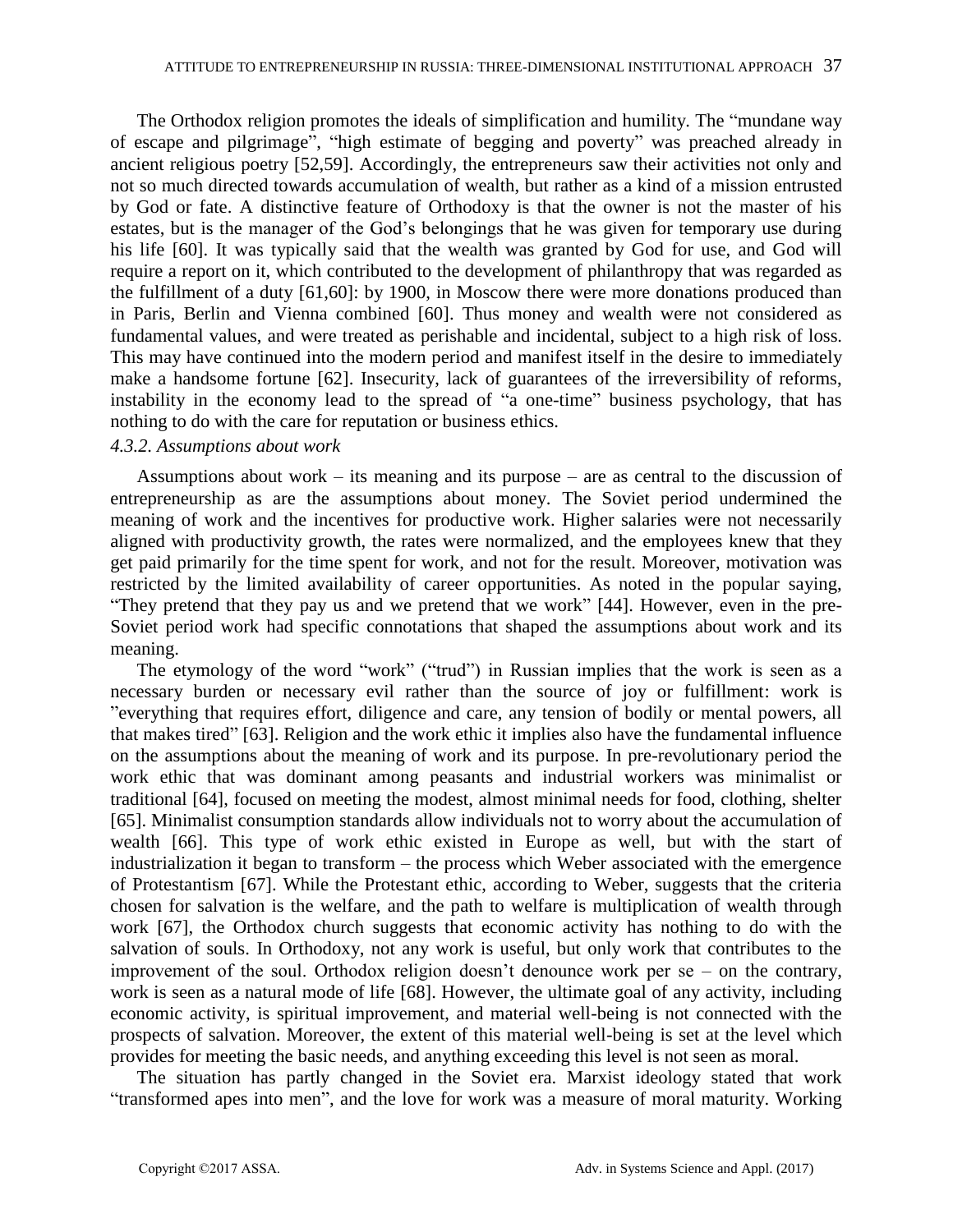The Orthodox religion promotes the ideals of simplification and humility. The "mundane way of escape and pilgrimage", "high estimate of begging and poverty" was preached already in ancient religious poetry [52,59]. Accordingly, the entrepreneurs saw their activities not only and not so much directed towards accumulation of wealth, but rather as a kind of a mission entrusted by God or fate. A distinctive feature of Orthodoxy is that the owner is not the master of his estates, but is the manager of the God's belongings that he was given for temporary use during his life [60]. It was typically said that the wealth was granted by God for use, and God will require a report on it, which contributed to the development of philanthropy that was regarded as the fulfillment of a duty [61,60]: by 1900, in Moscow there were more donations produced than in Paris, Berlin and Vienna combined [60]. Thus money and wealth were not considered as fundamental values, and were treated as perishable and incidental, subject to a high risk of loss. This may have continued into the modern period and manifest itself in the desire to immediately make a handsome fortune [62]. Insecurity, lack of guarantees of the irreversibility of reforms, instability in the economy lead to the spread of "a one-time" business psychology, that has nothing to do with the care for reputation or business ethics.

#### *4.3.2. Assumptions about work*

Assumptions about work – its meaning and its purpose – are as central to the discussion of entrepreneurship as are the assumptions about money. The Soviet period undermined the meaning of work and the incentives for productive work. Higher salaries were not necessarily aligned with productivity growth, the rates were normalized, and the employees knew that they get paid primarily for the time spent for work, and not for the result. Moreover, motivation was restricted by the limited availability of career opportunities. As noted in the popular saying, "They pretend that they pay us and we pretend that we work" [44]. However, even in the pre-Soviet period work had specific connotations that shaped the assumptions about work and its meaning.

The etymology of the word "work" ("trud") in Russian implies that the work is seen as a necessary burden or necessary evil rather than the source of joy or fulfillment: work is "everything that requires effort, diligence and care, any tension of bodily or mental powers, all that makes tired" [63]. Religion and the work ethic it implies also have the fundamental influence on the assumptions about the meaning of work and its purpose. In pre-revolutionary period the work ethic that was dominant among peasants and industrial workers was minimalist or traditional [64], focused on meeting the modest, almost minimal needs for food, clothing, shelter [65]. Minimalist consumption standards allow individuals not to worry about the accumulation of wealth [66]. This type of work ethic existed in Europe as well, but with the start of industrialization it began to transform – the process which Weber associated with the emergence of Protestantism [67]. While the Protestant ethic, according to Weber, suggests that the criteria chosen for salvation is the welfare, and the path to welfare is multiplication of wealth through work [67], the Orthodox church suggests that economic activity has nothing to do with the salvation of souls. In Orthodoxy, not any work is useful, but only work that contributes to the improvement of the soul. Orthodox religion doesn't denounce work per se – on the contrary, work is seen as a natural mode of life [68]. However, the ultimate goal of any activity, including economic activity, is spiritual improvement, and material well-being is not connected with the prospects of salvation. Moreover, the extent of this material well-being is set at the level which provides for meeting the basic needs, and anything exceeding this level is not seen as moral.

The situation has partly changed in the Soviet era. Marxist ideology stated that work "transformed apes into men", and the love for work was a measure of moral maturity. Working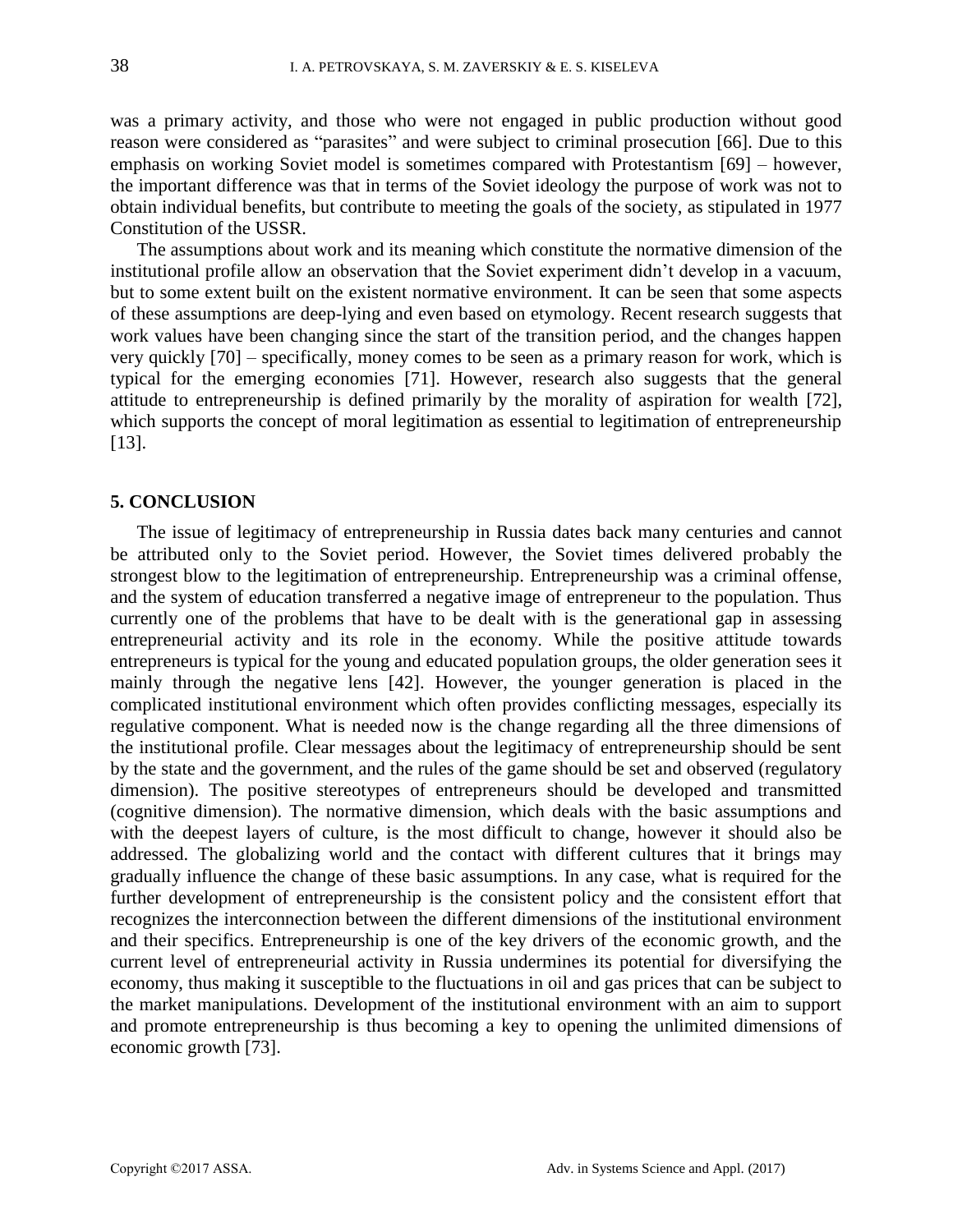was a primary activity, and those who were not engaged in public production without good reason were considered as "parasites" and were subject to criminal prosecution [66]. Due to this emphasis on working Soviet model is sometimes compared with Protestantism [69] – however, the important difference was that in terms of the Soviet ideology the purpose of work was not to obtain individual benefits, but contribute to meeting the goals of the society, as stipulated in 1977 Constitution of the USSR.

The assumptions about work and its meaning which constitute the normative dimension of the institutional profile allow an observation that the Soviet experiment didn't develop in a vacuum, but to some extent built on the existent normative environment. It can be seen that some aspects of these assumptions are deep-lying and even based on etymology. Recent research suggests that work values have been changing since the start of the transition period, and the changes happen very quickly [70] – specifically, money comes to be seen as a primary reason for work, which is typical for the emerging economies [71]. However, research also suggests that the general attitude to entrepreneurship is defined primarily by the morality of aspiration for wealth [72], which supports the concept of moral legitimation as essential to legitimation of entrepreneurship [13].

## 5. CONCLUSION

The issue of legitimacy of entrepreneurship in Russia dates back many centuries and cannot be attributed only to the Soviet period. However, the Soviet times delivered probably the strongest blow to the legitimation of entrepreneurship. Entrepreneurship was a criminal offense, and the system of education transferred a negative image of entrepreneur to the population. Thus currently one of the problems that have to be dealt with is the generational gap in assessing entrepreneurial activity and its role in the economy. While the positive attitude towards entrepreneurs is typical for the young and educated population groups, the older generation sees it mainly through the negative lens [42]. However, the younger generation is placed in the complicated institutional environment which often provides conflicting messages, especially its regulative component. What is needed now is the change regarding all the three dimensions of the institutional profile. Clear messages about the legitimacy of entrepreneurship should be sent by the state and the government, and the rules of the game should be set and observed (regulatory dimension). The positive stereotypes of entrepreneurs should be developed and transmitted (cognitive dimension). The normative dimension, which deals with the basic assumptions and with the deepest layers of culture, is the most difficult to change, however it should also be addressed. The globalizing world and the contact with different cultures that it brings may gradually influence the change of these basic assumptions. In any case, what is required for the further development of entrepreneurship is the consistent policy and the consistent effort that recognizes the interconnection between the different dimensions of the institutional environment and their specifics. Entrepreneurship is one of the key drivers of the economic growth, and the current level of entrepreneurial activity in Russia undermines its potential for diversifying the economy, thus making it susceptible to the fluctuations in oil and gas prices that can be subject to the market manipulations. Development of the institutional environment with an aim to support and promote entrepreneurship is thus becoming a key to opening the unlimited dimensions of economic growth [73].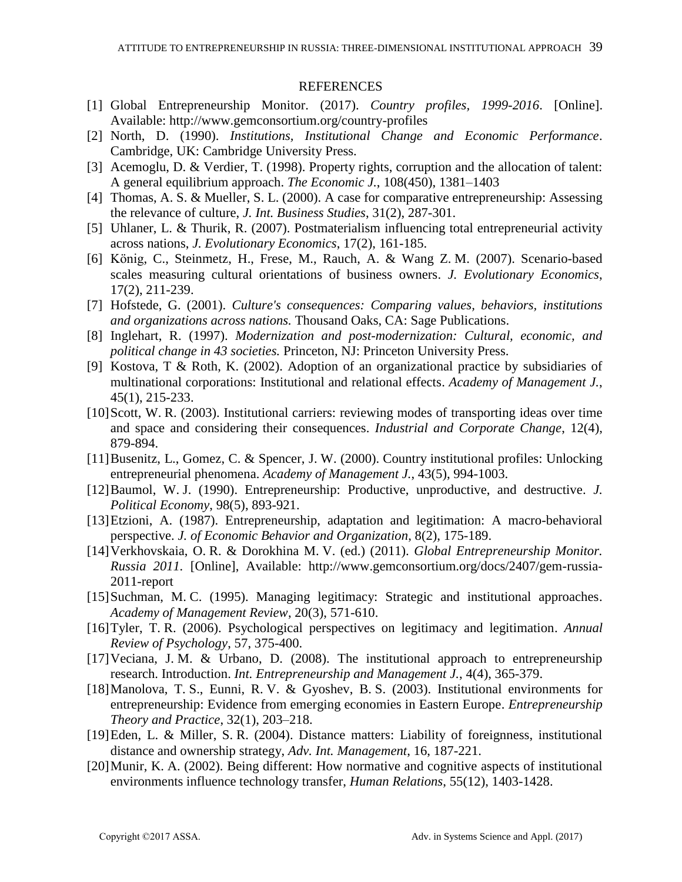## REFERENCES

[1] Global Entrepreneurship Monitor. (2017). *Country profiles, 1999-2016*. [Online]. Available: http://www.gemconsortium.org/country-profiles

[2] North, D. (1990). *Institutions, Institutional Change and Economic Performance*. Cambridge, UK: Cambridge University Press.

[3] Acemoglu, D. & Verdier, T. (1998). Property rights, corruption and the allocation of talent: A general equilibrium approach. *The Economic J.*, 108(450), 1381–1403

[4] Thomas, A. S. & Mueller, S. L. (2000). A case for comparative entrepreneurship: Assessing the relevance of culture, *J. Int. Business Studies*, 31(2), 287-301.

[5] Uhlaner, L. & Thurik, R. (2007). Postmaterialism influencing total entrepreneurial activity across nations, *J. Evolutionary Economics*, 17(2), 161-185.

[6] König, C., Steinmetz, H., Frese, M., Rauch, A. & Wang Z. M. (2007). Scenario-based scales measuring cultural orientations of business owners. *J. Evolutionary Economics*, 17(2), 211-239.

[7] Hofstede, G. (2001). *Culture's consequences: Comparing values, behaviors, institutions and organizations across nations.* Thousand Oaks, CA: Sage Publications.

[8] Inglehart, R. (1997). *Modernization and post-modernization: Cultural, economic, and political change in 43 societies.* Princeton, NJ: Princeton University Press.

[9] Kostova, T & Roth, K. (2002). Adoption of an organizational practice by subsidiaries of multinational corporations: Institutional and relational effects. *Academy of Management J.*, 45(1), 215-233.

[10] Scott, W. R. (2003). Institutional carriers: reviewing modes of transporting ideas over time and space and considering their consequences. *Industrial and Corporate Change*, 12(4), 879-894.

[11] Busenitz, L., Gomez, C. & Spencer, J. W. (2000). Country institutional profiles: Unlocking entrepreneurial phenomena. *Academy of Management J.*, 43(5), 994-1003.

[12] Baumol, W. J. (1990). Entrepreneurship: Productive, unproductive, and destructive. *J. Political Economy*, 98(5), 893-921.

[13] Etzioni, A. (1987). Entrepreneurship, adaptation and legitimation: A macro-behavioral perspective. *J. of Economic Behavior and Organization*, 8(2), 175-189.

[14] Verkhovskaia, O. R. & Dorokhina M. V. (ed.) (2011). *Global Entrepreneurship Monitor. Russia 2011.* [Online], Available: http://www.gemconsortium.org/docs/2407/gem-russia-2011-report

[15] Suchman, M. C. (1995). Managing legitimacy: Strategic and institutional approaches. *Academy of Management Review*, 20(3), 571-610.

[16] Tyler, T. R. (2006). Psychological perspectives on legitimacy and legitimation. *Annual Review of Psychology*, 57, 375-400.

[17] Veciana, J. M. & Urbano, D. (2008). The institutional approach to entrepreneurship research. Introduction. *Int. Entrepreneurship and Management J.*, 4(4), 365-379.

[18] Manolova, T. S., Eunni, R. V. & Gyoshev, B. S. (2003). Institutional environments for entrepreneurship: Evidence from emerging economies in Eastern Europe. *Entrepreneurship Theory and Practice*, 32(1), 203–218.

[19] Eden, L. & Miller, S. R. (2004). Distance matters: Liability of foreignness, institutional distance and ownership strategy, *Adv. Int. Management*, 16, 187-221.

[20] Munir, K. A. (2002). Being different: How normative and cognitive aspects of institutional environments influence technology transfer, *Human Relations*, 55(12), 1403-1428.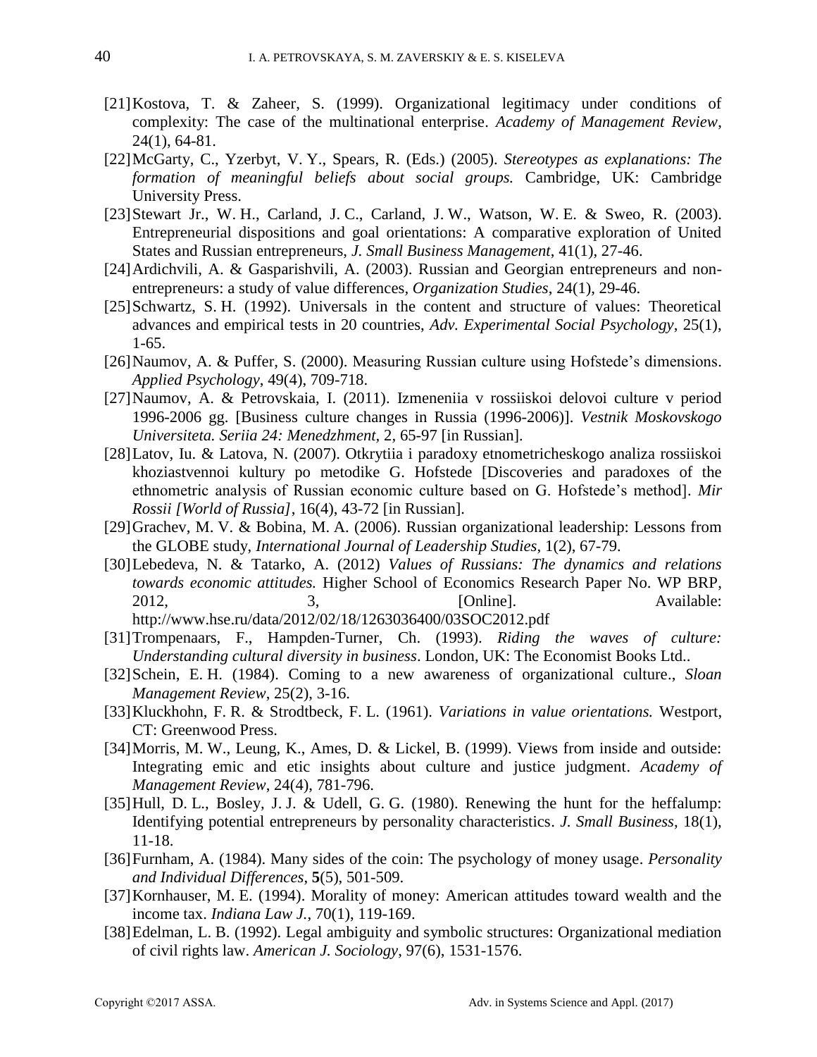[21] Kostova, T. & Zaheer, S. (1999). Organizational legitimacy under conditions of complexity: The case of the multinational enterprise. *Academy of Management Review*, 24(1), 64-81.

[22] McGarty, C., Yzerbyt, V. Y., Spears, R. (Eds.) (2005). *Stereotypes as explanations: The formation of meaningful beliefs about social groups.* Cambridge, UK: Cambridge University Press.

[23] Stewart Jr., W. H., Carland, J. C., Carland, J. W., Watson, W. E. & Sweo, R. (2003). Entrepreneurial dispositions and goal orientations: A comparative exploration of United States and Russian entrepreneurs, *J. Small Business Management*, 41(1), 27-46.

[24] Ardichvili, A. & Gasparishvili, A. (2003). Russian and Georgian entrepreneurs and non-entrepreneurs: a study of value differences, *Organization Studies*, 24(1), 29-46.

[25] Schwartz, S. H. (1992). Universals in the content and structure of values: Theoretical advances and empirical tests in 20 countries, *Adv. Experimental Social Psychology*, 25(1), 1-65.

[26] Naumov, A. & Puffer, S. (2000). Measuring Russian culture using Hofstede's dimensions. *Applied Psychology*, 49(4), 709-718.

[27] Naumov, A. & Petrovskaia, I. (2011). Izmeneniia v rossiiskoi delovoi culture v period 1996-2006 gg. [Business culture changes in Russia (1996-2006)]. *Vestnik Moskovskogo Universiteta. Seriia 24: Menedzhment*, 2, 65-97 [in Russian].

[28] Latov, Iu. & Latova, N. (2007). Otkrytiia i paradoxy etnometricheskogo analiza rossiiskoi khoziastvennoi kultury po metodike G. Hofstede [Discoveries and paradoxes of the ethnometric analysis of Russian economic culture based on G. Hofstede's method]. *Mir Rossii [World of Russia]*, 16(4), 43-72 [in Russian].

[29] Grachev, M. V. & Bobina, M. A. (2006). Russian organizational leadership: Lessons from the GLOBE study, *International Journal of Leadership Studies*, 1(2), 67-79.

[30] Lebedeva, N. & Tatarko, A. (2012) *Values of Russians: The dynamics and relations towards economic attitudes.* Higher School of Economics Research Paper No. WP BRP, 2012, 3, [Online]. Available: http://www.hse.ru/data/2012/02/18/1263036400/03SOC2012.pdf

[31] Trompenaars, F., Hampden-Turner, Ch. (1993). *Riding the waves of culture: Understanding cultural diversity in business*. London, UK: The Economist Books Ltd..

[32] Schein, E. H. (1984). Coming to a new awareness of organizational culture., *Sloan Management Review*, 25(2), 3-16.

[33] Kluckhohn, F. R. & Strodtbeck, F. L. (1961). *Variations in value orientations.* Westport, CT: Greenwood Press.

[34] Morris, M. W., Leung, K., Ames, D. & Lickel, B. (1999). Views from inside and outside: Integrating emic and etic insights about culture and justice judgment. *Academy of Management Review*, 24(4), 781-796.

[35] Hull, D. L., Bosley, J. J. & Udell, G. G. (1980). Renewing the hunt for the heffalump: Identifying potential entrepreneurs by personality characteristics. *J. Small Business*, 18(1), 11-18.

[36] Furnham, A. (1984). Many sides of the coin: The psychology of money usage. *Personality and Individual Differences*, **5**(5), 501-509.

[37] Kornhauser, M. E. (1994). Morality of money: American attitudes toward wealth and the income tax. *Indiana Law J.*, 70(1), 119-169.

[38] Edelman, L. B. (1992). Legal ambiguity and symbolic structures: Organizational mediation of civil rights law. *American J. Sociology*, 97(6), 1531-1576.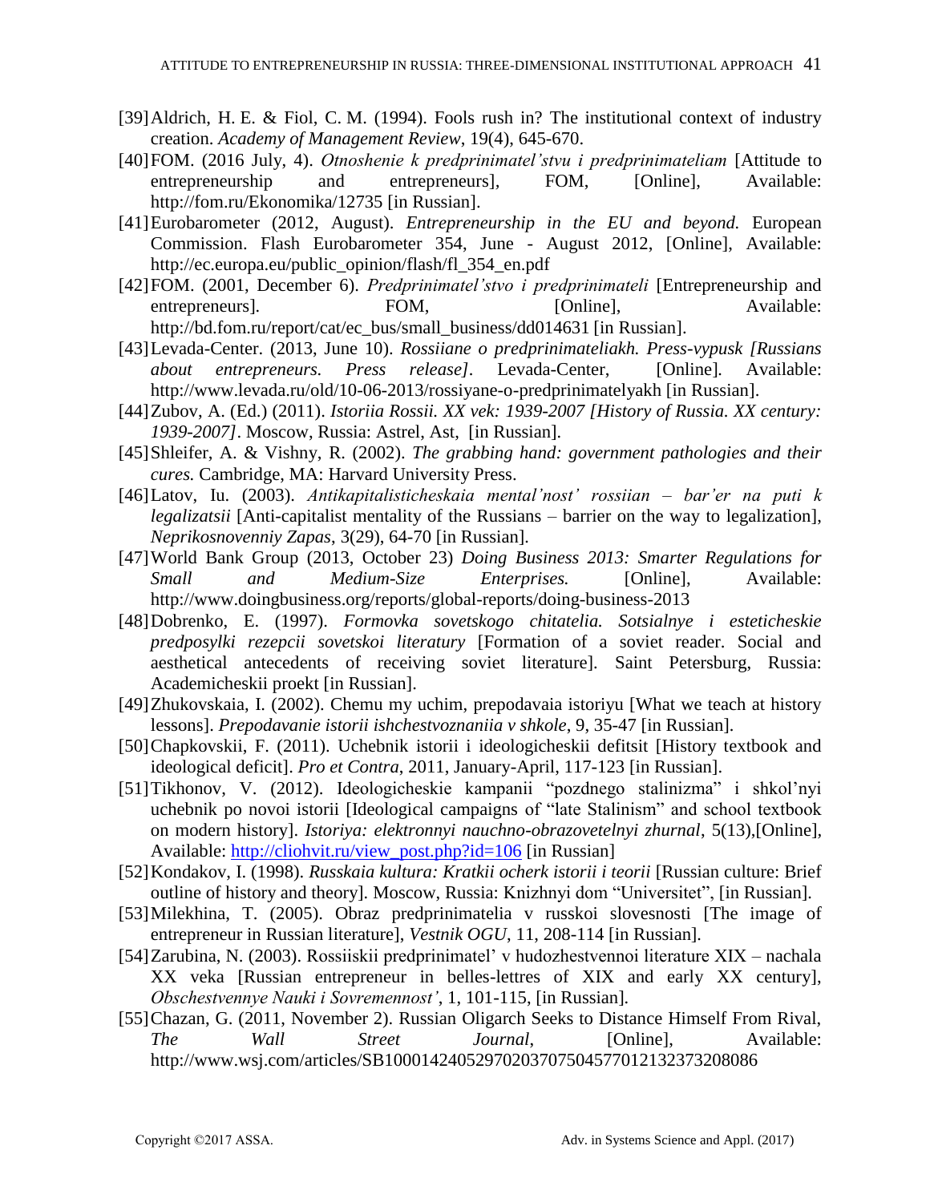[39] Aldrich, H. E. & Fiol, C. M. (1994). Fools rush in? The institutional context of industry creation. *Academy of Management Review*, 19(4), 645-670.

[40] FOM. (2016 July, 4). *Otnoshenie k predprinimatel'stvu i predprinimateliam* [Attitude to entrepreneurship and entrepreneurs], FOM, [Online], Available: http://fom.ru/Ekonomika/12735 [in Russian].

[41] Eurobarometer (2012, August). *Entrepreneurship in the EU and beyond.* European Commission. Flash Eurobarometer 354, June - August 2012, [Online], Available: http://ec.europa.eu/public_opinion/flash/fl_354_en.pdf

[42] FOM. (2001, December 6). *Predprinimatel'stvo i predprinimateli* [Entrepreneurship and entrepreneurs]. FOM, [Online], Available: http://bd.fom.ru/report/cat/ec_bus/small_business/dd014631 [in Russian].

[43] Levada-Center. (2013, June 10). *Rossiiane o predprinimateliakh. Press-vypusk [Russians about entrepreneurs. Press release]*. Levada-Center, [Online]. Available: http://www.levada.ru/old/10-06-2013/rossiyane-o-predprinimatelyakh [in Russian].

[44] Zubov, A. (Ed.) (2011). *Istoriia Rossii. XX vek: 1939-2007 [History of Russia. XX century: 1939-2007]*. Moscow, Russia: Astrel, Ast, [in Russian].

[45] Shleifer, A. & Vishny, R. (2002). *The grabbing hand: government pathologies and their cures.* Cambridge, MA: Harvard University Press.

[46] Latov, Iu. (2003). *Antikapitalisticheskaia mental'nost' rossiian – bar'er na puti k legalizatsii* [Anti-capitalist mentality of the Russians – barrier on the way to legalization], *Neprikosnovenniy Zapas*, 3(29), 64-70 [in Russian].

[47] World Bank Group (2013, October 23) *Doing Business 2013: Smarter Regulations for Small and Medium-Size Enterprises.* [Online], Available: http://www.doingbusiness.org/reports/global-reports/doing-business-2013

[48] Dobrenko, E. (1997). *Formovka sovetskogo chitatelia. Sotsialnye i esteticheskie predposylki rezepcii sovetskoi literatury* [Formation of a soviet reader. Social and aesthetical antecedents of receiving soviet literature]. Saint Petersburg, Russia: Academicheskii proekt [in Russian].

[49] Zhukovskaia, I. (2002). Chemu my uchim, prepodavaia istoriyu [What we teach at history lessons]. *Prepodavanie istorii ishchestvoznaniia v shkole*, 9, 35-47 [in Russian].

[50] Chapkovskii, F. (2011). Uchebnik istorii i ideologicheskii defitsit [History textbook and ideological deficit]. *Pro et Contra*, 2011, January-April, 117-123 [in Russian].

[51] Tikhonov, V. (2012). Ideologicheskie kampanii "pozdnego stalinizma" i shkol'nyi uchebnik po novoi istorii [Ideological campaigns of "late Stalinism" and school textbook on modern history]. *Istoriya: elektronnyi nauchno-obrazovetelnyi zhurnal*, 5(13),[Online], Available: http://cliohvit.ru/view_post.php?id=106 [in Russian]

[52] Kondakov, I. (1998). *Russkaia kultura: Kratkii ocherk istorii i teorii* [Russian culture: Brief outline of history and theory]. Moscow, Russia: Knizhnyi dom "Universitet", [in Russian].

[53] Milekhina, T. (2005). Obraz predprinimatelia v russkoi slovesnosti [The image of entrepreneur in Russian literature], *Vestnik OGU*, 11, 208-114 [in Russian].

[54] Zarubina, N. (2003). Rossiiskii predprinimatel' v hudozhestvennoi literature XIX – nachala XX veka [Russian entrepreneur in belles-lettres of XIX and early XX century], *Obschestvennye Nauki i Sovremennost'*, 1, 101-115, [in Russian].

[55] Chazan, G. (2011, November 2). Russian Oligarch Seeks to Distance Himself From Rival, *The Wall Street Journal*, [Online], Available: http://www.wsj.com/articles/SB10001424052970203707504577012132373208086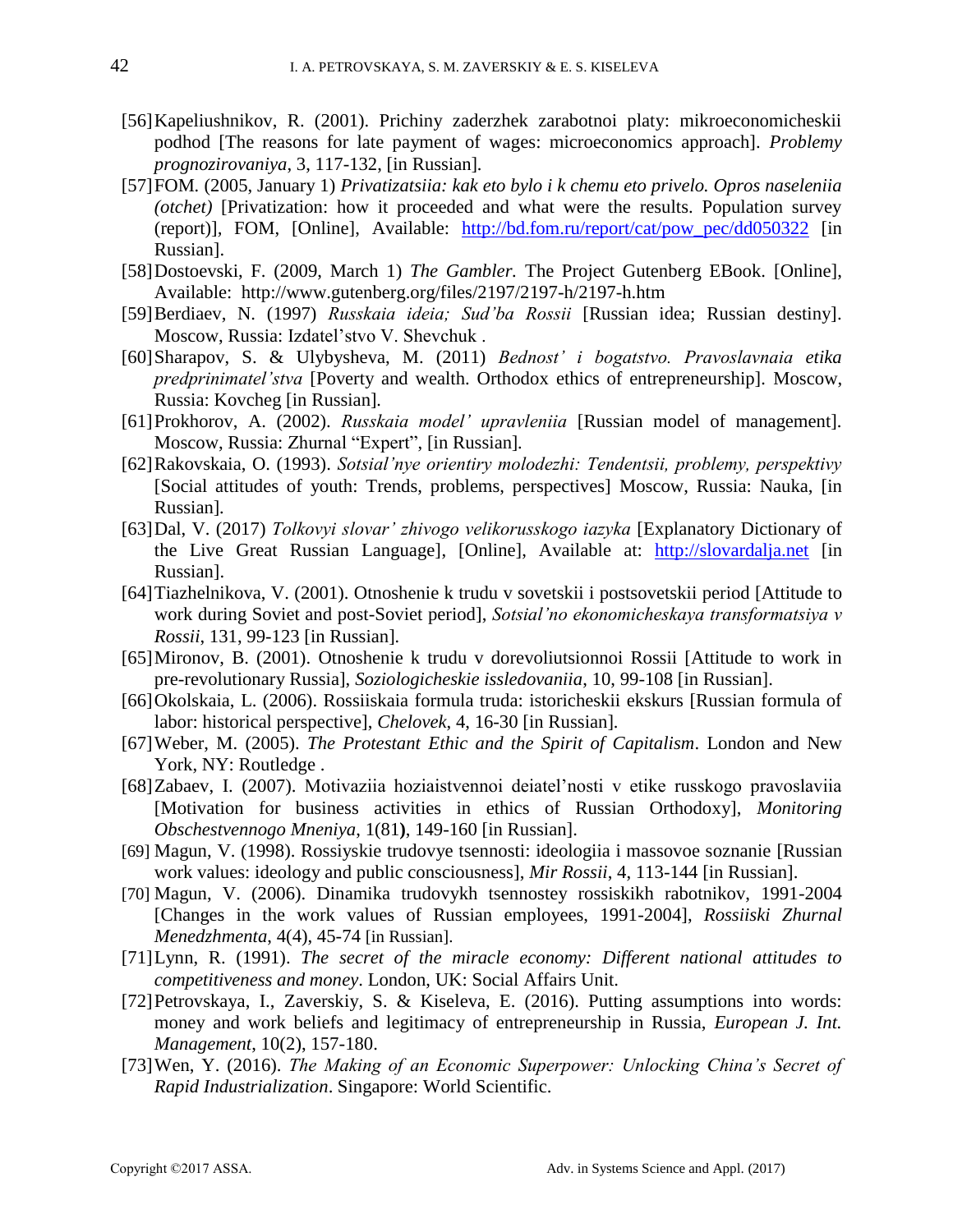[56] Kapeliushnikov, R. (2001). Prichiny zaderzhek zarabotnoi platy: mikroeconomicheskii podhod [The reasons for late payment of wages: microeconomics approach]. *Problemy prognozirovaniya*, 3, 117-132, [in Russian].

[57] FOM. (2005, January 1) *Privatizatsiia: kak eto bylo i k chemu eto privelo. Opros naseleniia (otchet)* [Privatization: how it proceeded and what were the results. Population survey (report)], FOM, [Online], Available: http://bd.fom.ru/report/cat/pow_pec/dd050322 [in Russian].

[58] Dostoevski, F. (2009, March 1) *The Gambler.* The Project Gutenberg EBook. [Online], Available: http://www.gutenberg.org/files/2197/2197-h/2197-h.htm

[59] Berdiaev, N. (1997) *Russkaia ideia; Sud'ba Rossii* [Russian idea; Russian destiny]. Moscow, Russia: Izdatel'stvo V. Shevchuk .

[60] Sharapov, S. & Ulybysheva, M. (2011) *Bednost' i bogatstvo. Pravoslavnaia etika predprinimatel'stva* [Poverty and wealth. Orthodox ethics of entrepreneurship]. Moscow, Russia: Kovcheg [in Russian].

[61] Prokhorov, A. (2002). *Russkaia model' upravleniia* [Russian model of management]. Moscow, Russia: Zhurnal "Expert", [in Russian].

[62] Rakovskaia, O. (1993). *Sotsial'nye orientiry molodezhi: Tendentsii, problemy, perspektivy* [Social attitudes of youth: Trends, problems, perspectives] Moscow, Russia: Nauka, [in Russian].

[63] Dal, V. (2017) *Tolkovyi slovar' zhivogo velikorusskogo iazyka* [Explanatory Dictionary of the Live Great Russian Language], [Online], Available at: http://slovardalja.net [in Russian].

[64] Tiazhelnikova, V. (2001). Otnoshenie k trudu v sovetskii i postsovetskii period [Attitude to work during Soviet and post-Soviet period], *Sotsial'no ekonomicheskaya transformatsiya v Rossii*, 131, 99-123 [in Russian].

[65] Mironov, B. (2001). Otnoshenie k trudu v dorevoliutsionnoi Rossii [Attitude to work in pre-revolutionary Russia], *Soziologicheskie issledovaniia*, 10, 99-108 [in Russian].

[66] Okolskaia, L. (2006). Rossiiskaia formula truda: istoricheskii ekskurs [Russian formula of labor: historical perspective], *Chelovek*, 4, 16-30 [in Russian].

[67] Weber, M. (2005). *The Protestant Ethic and the Spirit of Capitalism*. London and New York, NY: Routledge .

[68] Zabaev, I. (2007). Motivaziia hoziaistvennoi deiatel'nosti v etike russkogo pravoslaviia [Motivation for business activities in ethics of Russian Orthodoxy], *Monitoring Obschestvennogo Mneniya*, 1(81**)**, 149-160 [in Russian].

[69] Magun, V. (1998). Rossiyskie trudovye tsennosti: ideologiia i massovoe soznanie [Russian work values: ideology and public consciousness], *Mir Rossii*, 4, 113-144 [in Russian].

[70] Magun, V. (2006). Dinamika trudovykh tsennostey rossiskikh rabotnikov, 1991-2004 [Changes in the work values of Russian employees, 1991-2004], *Rossiiski Zhurnal Menedzhmenta*, 4(4), 45-74 [in Russian].

[71] Lynn, R. (1991). *The secret of the miracle economy: Different national attitudes to competitiveness and money*. London, UK: Social Affairs Unit.

[72] Petrovskaya, I., Zaverskiy, S. & Kiseleva, E. (2016). Putting assumptions into words: money and work beliefs and legitimacy of entrepreneurship in Russia, *European J. Int. Management*, 10(2), 157-180.

[73] Wen, Y. (2016). *The Making of an Economic Superpower: Unlocking China's Secret of Rapid Industrialization*. Singapore: World Scientific.